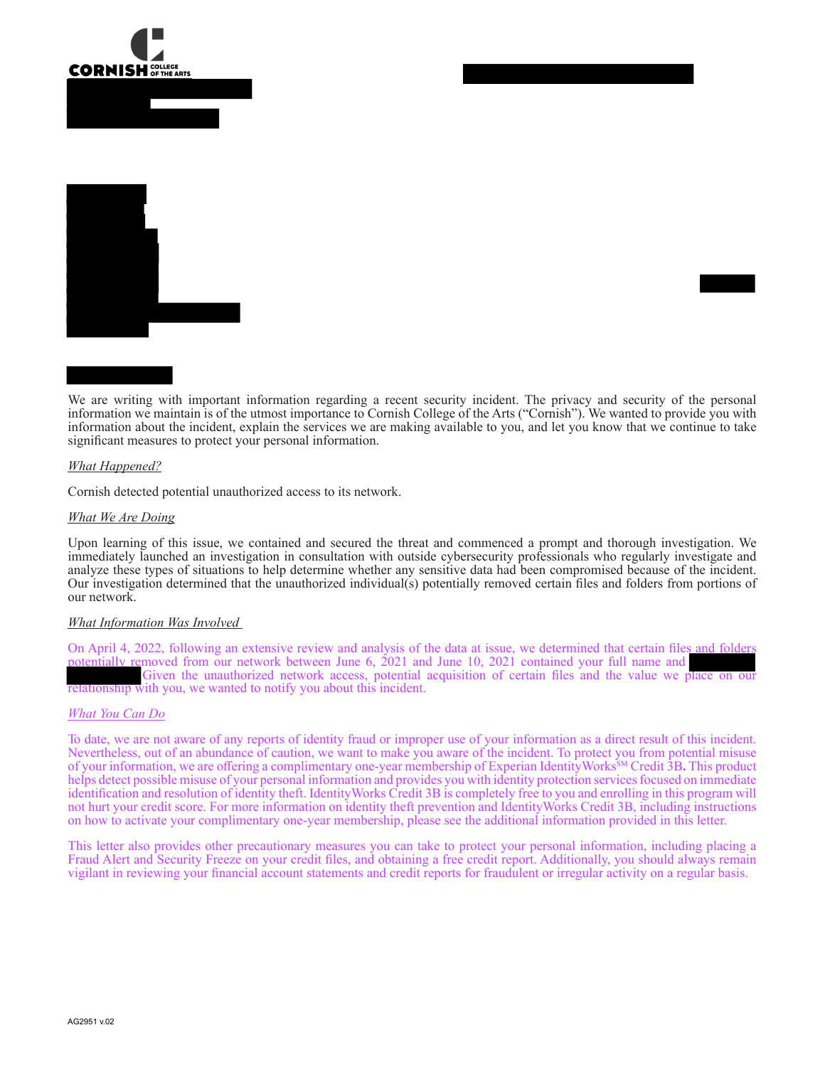CORNISH COLLEGE OF THE ARTS

We are writing with important information regarding a recent security incident. The privacy and security of the personal information we maintain is of the utmost importance to Cornish College of the Arts ("Cornish"). We wanted to provide you with information about the incident, explain the services we are making available to you, and let you know that we continue to take significant measures to protect your personal information.

*What Happened?*

Cornish detected potential unauthorized access to its network.

*What We Are Doing*

Upon learning of this issue, we contained and secured the threat and commenced a prompt and thorough investigation. We immediately launched an investigation in consultation with outside cybersecurity professionals who regularly investigate and analyze these types of situations to help determine whether any sensitive data had been compromised because of the incident. Our investigation determined that the unauthorized individual(s) potentially removed certain files and folders from portions of our network.

*What Information Was Involved*

On April 4, 2022, following an extensive review and analysis of the data at issue, we determined that certain files and folders potentially removed from our network between June 6, 2021 and June 10, 2021 contained your full name and Given the unauthorized network access, potential acquisition of certain files and the value we place on our relationship with you, we wanted to notify you about this incident.

*What You Can Do*

To date, we are not aware of any reports of identity fraud or improper use of your information as a direct result of this incident. Nevertheless, out of an abundance of caution, we want to make you aware of the incident. To protect you from potential misuse of your information, we are offering a complimentary one-year membership of Experian IdentityWorks[SM] Credit 3B. This product helps detect possible misuse of your personal information and provides you with identity protection services focused on immediate identification and resolution of identity theft. IdentityWorks Credit 3B is completely free to you and enrolling in this program will not hurt your credit score. For more information on identity theft prevention and IdentityWorks Credit 3B, including instructions on how to activate your complimentary one-year membership, please see the additional information provided in this letter.

This letter also provides other precautionary measures you can take to protect your personal information, including placing a Fraud Alert and Security Freeze on your credit files, and obtaining a free credit report. Additionally, you should always remain vigilant in reviewing your financial account statements and credit reports for fraudulent or irregular activity on a regular basis.

AG2951 v.02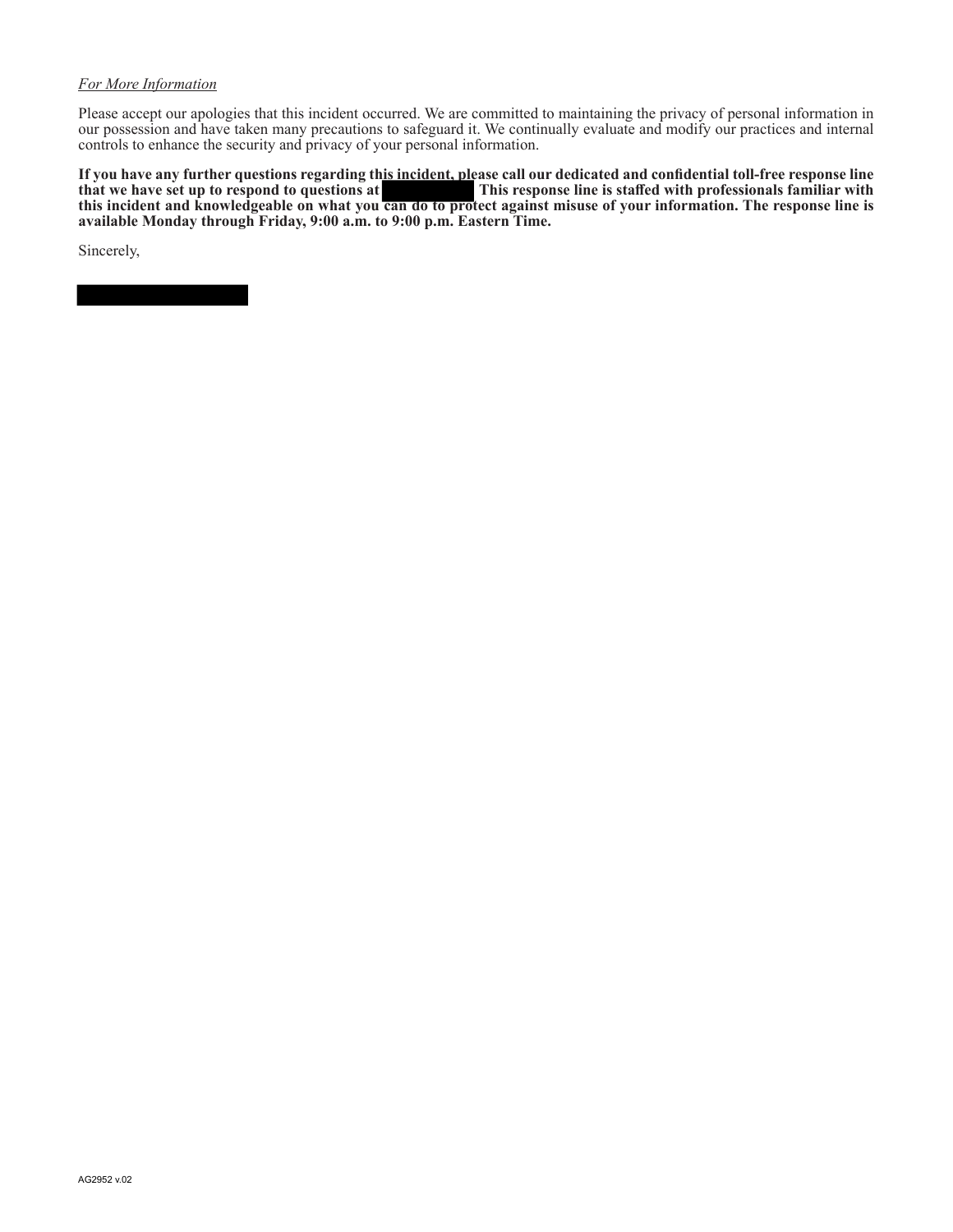*For More Information*

Please accept our apologies that this incident occurred. We are committed to maintaining the privacy of personal information in our possession and have taken many precautions to safeguard it. We continually evaluate and modify our practices and internal controls to enhance the security and privacy of your personal information.

**If you have any further questions regarding this incident, please call our dedicated and confidential toll-free response line that we have set up to respond to questions at [REDACTED] This response line is staffed with professionals familiar with this incident and knowledgeable on what you can do to protect against misuse of your information. The response line is available Monday through Friday, 9:00 a.m. to 9:00 p.m. Eastern Time.**

Sincerely,

[REDACTED]

AG2952 v.02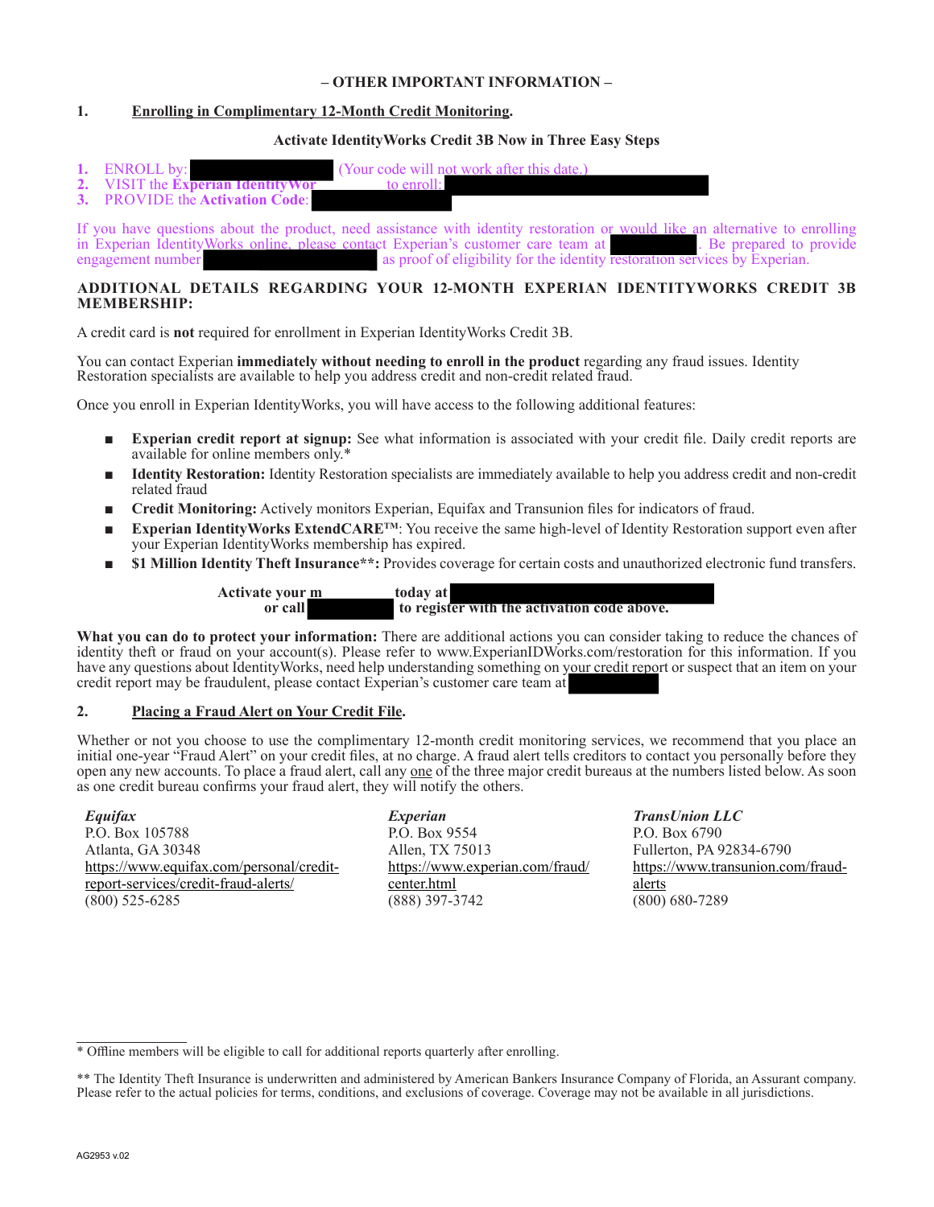**– OTHER IMPORTANT INFORMATION –**

**1. Enrolling in Complimentary 12-Month Credit Monitoring.**

**Activate IdentityWorks Credit 3B Now in Three Easy Steps**

1. ENROLL by: (Your code will not work after this date.)
2. VISIT the **Experian IdentityWor** to enroll:
3. PROVIDE the **Activation Code**:

If you have questions about the product, need assistance with identity restoration or would like an alternative to enrolling in Experian IdentityWorks online, please contact Experian's customer care team at . Be prepared to provide engagement number as proof of eligibility for the identity restoration services by Experian.

**ADDITIONAL DETAILS REGARDING YOUR 12-MONTH EXPERIAN IDENTITYWORKS CREDIT 3B MEMBERSHIP:**

A credit card is **not** required for enrollment in Experian IdentityWorks Credit 3B.

You can contact Experian **immediately without needing to enroll in the product** regarding any fraud issues. Identity Restoration specialists are available to help you address credit and non-credit related fraud.

Once you enroll in Experian IdentityWorks, you will have access to the following additional features:

- **Experian credit report at signup:** See what information is associated with your credit file. Daily credit reports are available for online members only.*
- **Identity Restoration:** Identity Restoration specialists are immediately available to help you address credit and non-credit related fraud
- **Credit Monitoring:** Actively monitors Experian, Equifax and Transunion files for indicators of fraud.
- **Experian IdentityWorks ExtendCARE™**: You receive the same high-level of Identity Restoration support even after your Experian IdentityWorks membership has expired.
- **$1 Million Identity Theft Insurance**:** Provides coverage for certain costs and unauthorized electronic fund transfers.

**Activate your m today at**
**or call to register with the activation code above.**

**What you can do to protect your information:** There are additional actions you can consider taking to reduce the chances of identity theft or fraud on your account(s). Please refer to www.ExperianIDWorks.com/restoration for this information. If you have any questions about IdentityWorks, need help understanding something on your credit report or suspect that an item on your credit report may be fraudulent, please contact Experian's customer care team at

**2. Placing a Fraud Alert on Your Credit File.**

Whether or not you choose to use the complimentary 12-month credit monitoring services, we recommend that you place an initial one-year "Fraud Alert" on your credit files, at no charge. A fraud alert tells creditors to contact you personally before they open any new accounts. To place a fraud alert, call any one of the three major credit bureaus at the numbers listed below. As soon as one credit bureau confirms your fraud alert, they will notify the others.

***Equifax***
P.O. Box 105788
Atlanta, GA 30348
https://www.equifax.com/personal/credit-report-services/credit-fraud-alerts/
(800) 525-6285

***Experian***
P.O. Box 9554
Allen, TX 75013
https://www.experian.com/fraud/center.html
(888) 397-3742

***TransUnion LLC***
P.O. Box 6790
Fullerton, PA 92834-6790
https://www.transunion.com/fraud-alerts
(800) 680-7289

---

\* Offline members will be eligible to call for additional reports quarterly after enrolling.

\*\* The Identity Theft Insurance is underwritten and administered by American Bankers Insurance Company of Florida, an Assurant company. Please refer to the actual policies for terms, conditions, and exclusions of coverage. Coverage may not be available in all jurisdictions.

AG2953 v.02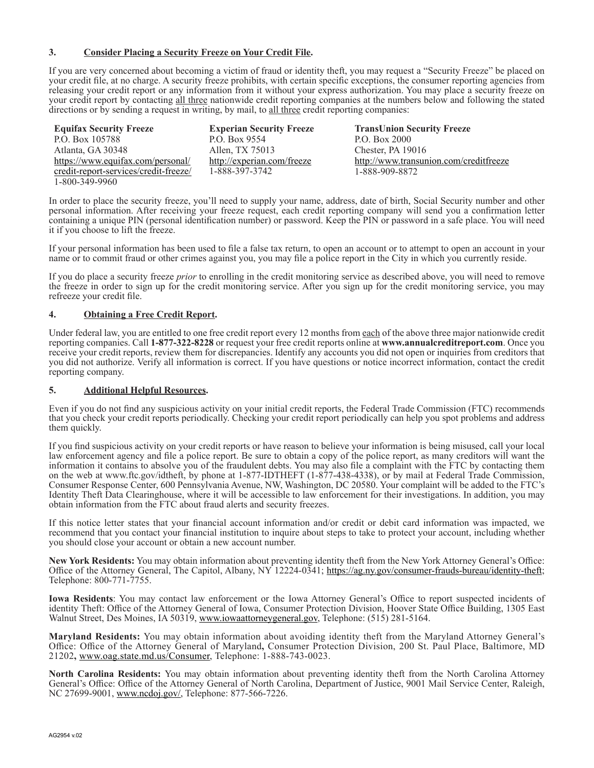### 3. Consider Placing a Security Freeze on Your Credit File.

If you are very concerned about becoming a victim of fraud or identity theft, you may request a "Security Freeze" be placed on your credit file, at no charge. A security freeze prohibits, with certain specific exceptions, the consumer reporting agencies from releasing your credit report or any information from it without your express authorization. You may place a security freeze on your credit report by contacting all three nationwide credit reporting companies at the numbers below and following the stated directions or by sending a request in writing, by mail, to all three credit reporting companies:

**Equifax Security Freeze**
P.O. Box 105788
Atlanta, GA 30348
https://www.equifax.com/personal/credit-report-services/credit-freeze/
1-800-349-9960

**Experian Security Freeze**
P.O. Box 9554
Allen, TX 75013
http://experian.com/freeze
1-888-397-3742

**TransUnion Security Freeze**
P.O. Box 2000
Chester, PA 19016
http://www.transunion.com/creditfreeze
1-888-909-8872

In order to place the security freeze, you'll need to supply your name, address, date of birth, Social Security number and other personal information. After receiving your freeze request, each credit reporting company will send you a confirmation letter containing a unique PIN (personal identification number) or password. Keep the PIN or password in a safe place. You will need it if you choose to lift the freeze.

If your personal information has been used to file a false tax return, to open an account or to attempt to open an account in your name or to commit fraud or other crimes against you, you may file a police report in the City in which you currently reside.

If you do place a security freeze *prior* to enrolling in the credit monitoring service as described above, you will need to remove the freeze in order to sign up for the credit monitoring service. After you sign up for the credit monitoring service, you may refreeze your credit file.

### 4. Obtaining a Free Credit Report.

Under federal law, you are entitled to one free credit report every 12 months from each of the above three major nationwide credit reporting companies. Call **1-877-322-8228** or request your free credit reports online at **www.annualcreditreport.com**. Once you receive your credit reports, review them for discrepancies. Identify any accounts you did not open or inquiries from creditors that you did not authorize. Verify all information is correct. If you have questions or notice incorrect information, contact the credit reporting company.

### 5. Additional Helpful Resources.

Even if you do not find any suspicious activity on your initial credit reports, the Federal Trade Commission (FTC) recommends that you check your credit reports periodically. Checking your credit report periodically can help you spot problems and address them quickly.

If you find suspicious activity on your credit reports or have reason to believe your information is being misused, call your local law enforcement agency and file a police report. Be sure to obtain a copy of the police report, as many creditors will want the information it contains to absolve you of the fraudulent debts. You may also file a complaint with the FTC by contacting them on the web at www.ftc.gov/idtheft, by phone at 1-877-IDTHEFT (1-877-438-4338), or by mail at Federal Trade Commission, Consumer Response Center, 600 Pennsylvania Avenue, NW, Washington, DC 20580. Your complaint will be added to the FTC's Identity Theft Data Clearinghouse, where it will be accessible to law enforcement for their investigations. In addition, you may obtain information from the FTC about fraud alerts and security freezes.

If this notice letter states that your financial account information and/or credit or debit card information was impacted, we recommend that you contact your financial institution to inquire about steps to take to protect your account, including whether you should close your account or obtain a new account number.

**New York Residents:** You may obtain information about preventing identity theft from the New York Attorney General's Office: Office of the Attorney General, The Capitol, Albany, NY 12224-0341; https://ag.ny.gov/consumer-frauds-bureau/identity-theft; Telephone: 800-771-7755.

**Iowa Residents**: You may contact law enforcement or the Iowa Attorney General's Office to report suspected incidents of identity Theft: Office of the Attorney General of Iowa, Consumer Protection Division, Hoover State Office Building, 1305 East Walnut Street, Des Moines, IA 50319, www.iowaattorneygeneral.gov, Telephone: (515) 281-5164.

**Maryland Residents:** You may obtain information about avoiding identity theft from the Maryland Attorney General's Office: Office of the Attorney General of Maryland**,** Consumer Protection Division, 200 St. Paul Place, Baltimore, MD 21202**,** www.oag.state.md.us/Consumer, Telephone: 1-888-743-0023.

**North Carolina Residents:** You may obtain information about preventing identity theft from the North Carolina Attorney General's Office: Office of the Attorney General of North Carolina, Department of Justice, 9001 Mail Service Center, Raleigh, NC 27699-9001, www.ncdoj.gov/, Telephone: 877-566-7226.

AG2954 v.02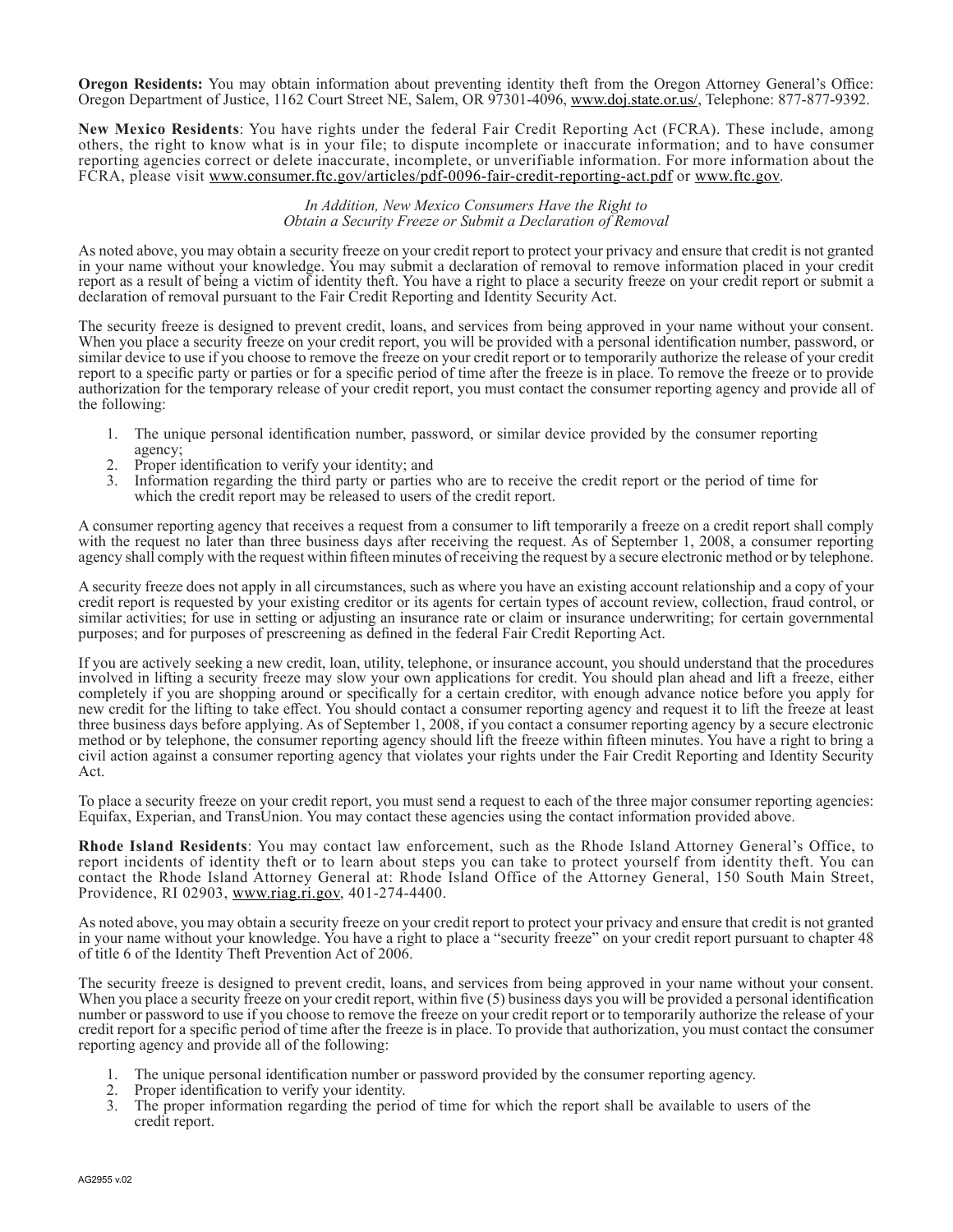**Oregon Residents:** You may obtain information about preventing identity theft from the Oregon Attorney General's Office: Oregon Department of Justice, 1162 Court Street NE, Salem, OR 97301-4096, www.doj.state.or.us/, Telephone: 877-877-9392.

**New Mexico Residents**: You have rights under the federal Fair Credit Reporting Act (FCRA). These include, among others, the right to know what is in your file; to dispute incomplete or inaccurate information; and to have consumer reporting agencies correct or delete inaccurate, incomplete, or unverifiable information. For more information about the FCRA, please visit www.consumer.ftc.gov/articles/pdf-0096-fair-credit-reporting-act.pdf or www.ftc.gov.

*In Addition, New Mexico Consumers Have the Right to Obtain a Security Freeze or Submit a Declaration of Removal*

As noted above, you may obtain a security freeze on your credit report to protect your privacy and ensure that credit is not granted in your name without your knowledge. You may submit a declaration of removal to remove information placed in your credit report as a result of being a victim of identity theft. You have a right to place a security freeze on your credit report or submit a declaration of removal pursuant to the Fair Credit Reporting and Identity Security Act.

The security freeze is designed to prevent credit, loans, and services from being approved in your name without your consent. When you place a security freeze on your credit report, you will be provided with a personal identification number, password, or similar device to use if you choose to remove the freeze on your credit report or to temporarily authorize the release of your credit report to a specific party or parties or for a specific period of time after the freeze is in place. To remove the freeze or to provide authorization for the temporary release of your credit report, you must contact the consumer reporting agency and provide all of the following:

1. The unique personal identification number, password, or similar device provided by the consumer reporting agency;
2. Proper identification to verify your identity; and
3. Information regarding the third party or parties who are to receive the credit report or the period of time for which the credit report may be released to users of the credit report.

A consumer reporting agency that receives a request from a consumer to lift temporarily a freeze on a credit report shall comply with the request no later than three business days after receiving the request. As of September 1, 2008, a consumer reporting agency shall comply with the request within fifteen minutes of receiving the request by a secure electronic method or by telephone.

A security freeze does not apply in all circumstances, such as where you have an existing account relationship and a copy of your credit report is requested by your existing creditor or its agents for certain types of account review, collection, fraud control, or similar activities; for use in setting or adjusting an insurance rate or claim or insurance underwriting; for certain governmental purposes; and for purposes of prescreening as defined in the federal Fair Credit Reporting Act.

If you are actively seeking a new credit, loan, utility, telephone, or insurance account, you should understand that the procedures involved in lifting a security freeze may slow your own applications for credit. You should plan ahead and lift a freeze, either completely if you are shopping around or specifically for a certain creditor, with enough advance notice before you apply for new credit for the lifting to take effect. You should contact a consumer reporting agency and request it to lift the freeze at least three business days before applying. As of September 1, 2008, if you contact a consumer reporting agency by a secure electronic method or by telephone, the consumer reporting agency should lift the freeze within fifteen minutes. You have a right to bring a civil action against a consumer reporting agency that violates your rights under the Fair Credit Reporting and Identity Security Act.

To place a security freeze on your credit report, you must send a request to each of the three major consumer reporting agencies: Equifax, Experian, and TransUnion. You may contact these agencies using the contact information provided above.

**Rhode Island Residents**: You may contact law enforcement, such as the Rhode Island Attorney General's Office, to report incidents of identity theft or to learn about steps you can take to protect yourself from identity theft. You can contact the Rhode Island Attorney General at: Rhode Island Office of the Attorney General, 150 South Main Street, Providence, RI 02903, www.riag.ri.gov, 401-274-4400.

As noted above, you may obtain a security freeze on your credit report to protect your privacy and ensure that credit is not granted in your name without your knowledge. You have a right to place a "security freeze" on your credit report pursuant to chapter 48 of title 6 of the Identity Theft Prevention Act of 2006.

The security freeze is designed to prevent credit, loans, and services from being approved in your name without your consent. When you place a security freeze on your credit report, within five (5) business days you will be provided a personal identification number or password to use if you choose to remove the freeze on your credit report or to temporarily authorize the release of your credit report for a specific period of time after the freeze is in place. To provide that authorization, you must contact the consumer reporting agency and provide all of the following:

1. The unique personal identification number or password provided by the consumer reporting agency.
2. Proper identification to verify your identity.
3. The proper information regarding the period of time for which the report shall be available to users of the credit report.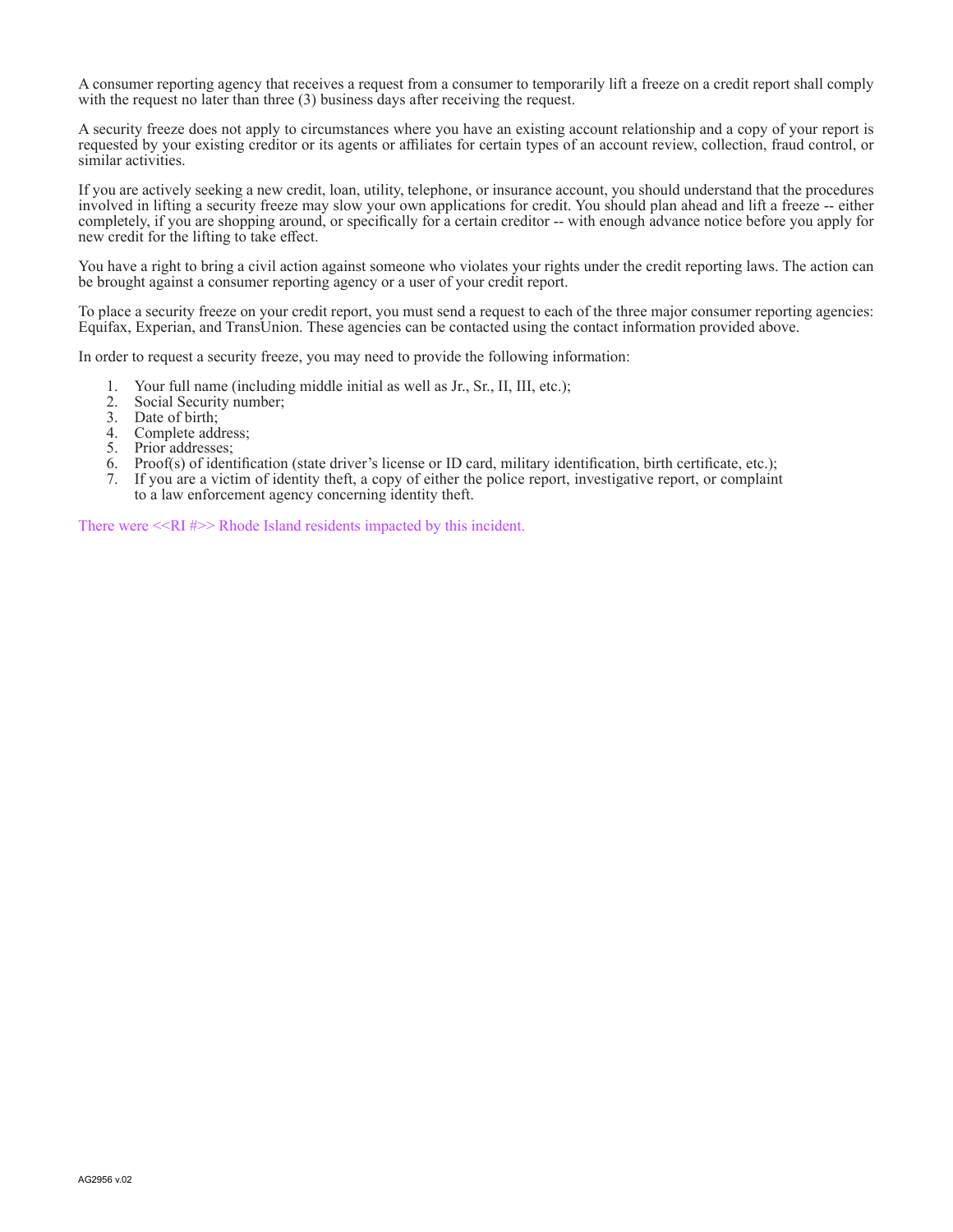A consumer reporting agency that receives a request from a consumer to temporarily lift a freeze on a credit report shall comply with the request no later than three (3) business days after receiving the request.

A security freeze does not apply to circumstances where you have an existing account relationship and a copy of your report is requested by your existing creditor or its agents or affiliates for certain types of an account review, collection, fraud control, or similar activities.

If you are actively seeking a new credit, loan, utility, telephone, or insurance account, you should understand that the procedures involved in lifting a security freeze may slow your own applications for credit. You should plan ahead and lift a freeze -- either completely, if you are shopping around, or specifically for a certain creditor -- with enough advance notice before you apply for new credit for the lifting to take effect.

You have a right to bring a civil action against someone who violates your rights under the credit reporting laws. The action can be brought against a consumer reporting agency or a user of your credit report.

To place a security freeze on your credit report, you must send a request to each of the three major consumer reporting agencies: Equifax, Experian, and TransUnion. These agencies can be contacted using the contact information provided above.

In order to request a security freeze, you may need to provide the following information:

1. Your full name (including middle initial as well as Jr., Sr., II, III, etc.);
2. Social Security number;
3. Date of birth;
4. Complete address;
5. Prior addresses;
6. Proof(s) of identification (state driver's license or ID card, military identification, birth certificate, etc.);
7. If you are a victim of identity theft, a copy of either the police report, investigative report, or complaint to a law enforcement agency concerning identity theft.

There were <<RI #>> Rhode Island residents impacted by this incident.

AG2956 v.02